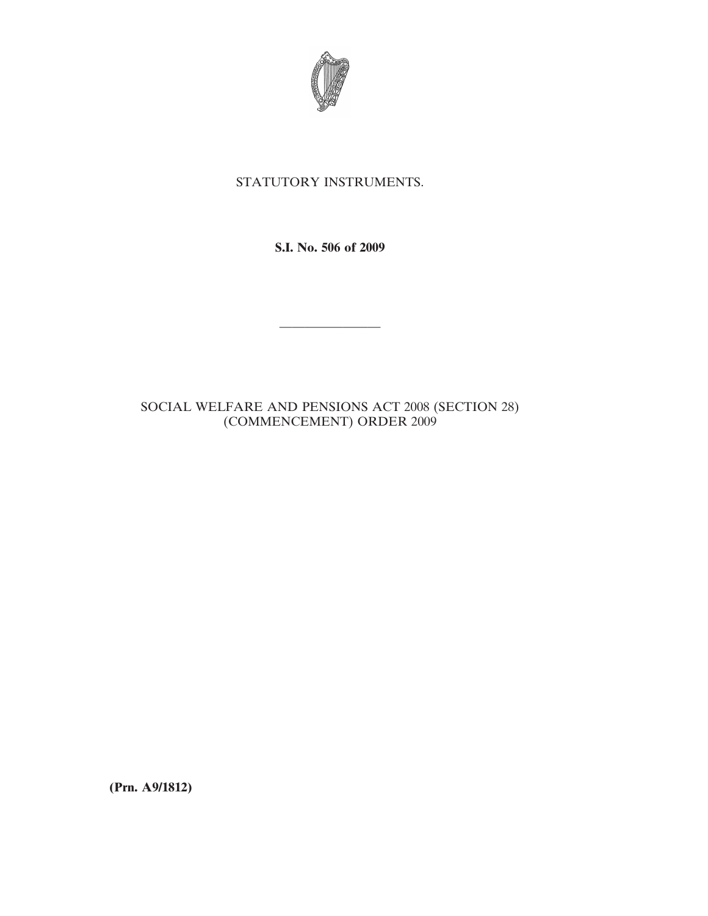STATUTORY INSTRUMENTS.

**S.I. No. 506 of 2009**

---

SOCIAL WELFARE AND PENSIONS ACT 2008 (SECTION 28) (COMMENCEMENT) ORDER 2009

**(Prn. A9/1812)**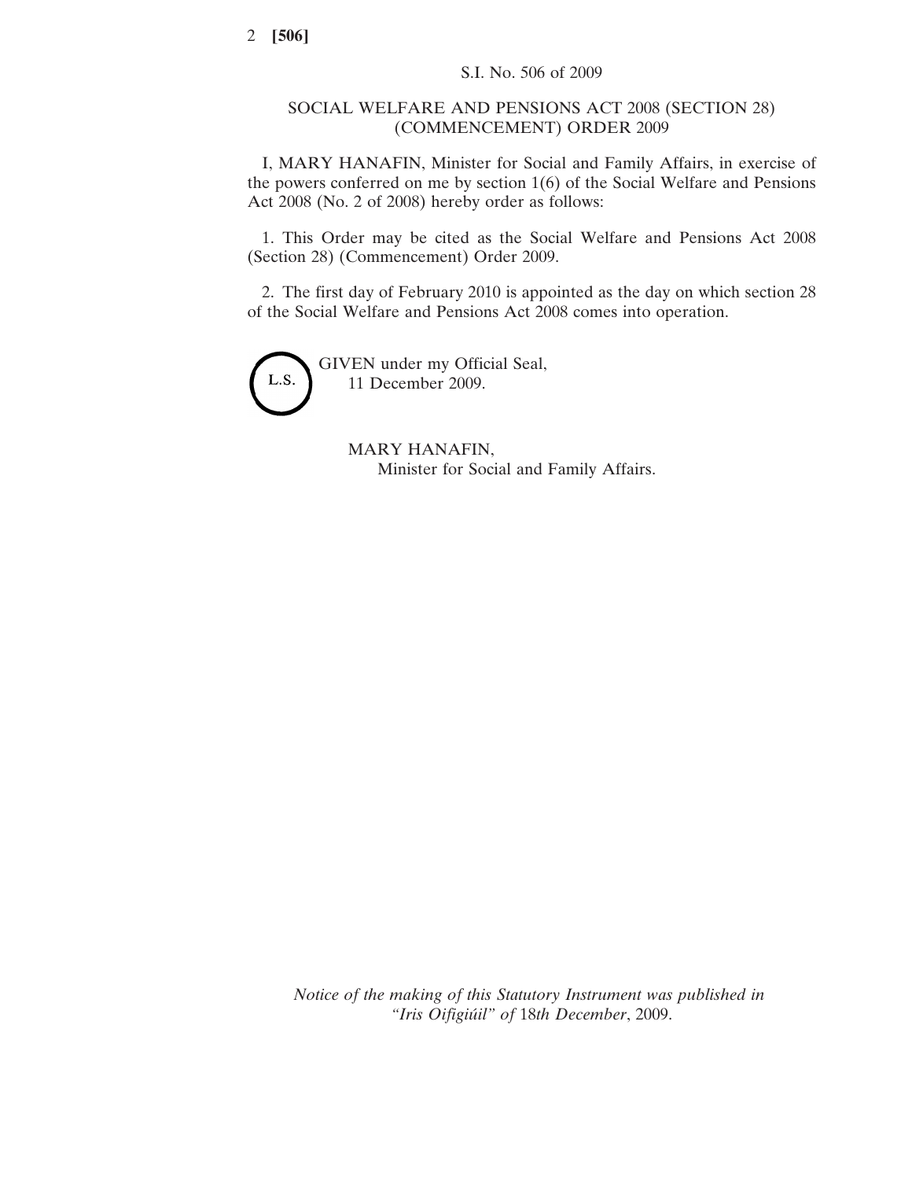S.I. No. 506 of 2009

# SOCIAL WELFARE AND PENSIONS ACT 2008 (SECTION 28) (COMMENCEMENT) ORDER 2009

I, MARY HANAFIN, Minister for Social and Family Affairs, in exercise of the powers conferred on me by section 1(6) of the Social Welfare and Pensions Act 2008 (No. 2 of 2008) hereby order as follows:

1. This Order may be cited as the Social Welfare and Pensions Act 2008 (Section 28) (Commencement) Order 2009.

2. The first day of February 2010 is appointed as the day on which section 28 of the Social Welfare and Pensions Act 2008 comes into operation.

L.S.

GIVEN under my Official Seal,
11 December 2009.

MARY HANAFIN,
Minister for Social and Family Affairs.

*Notice of the making of this Statutory Instrument was published in "Iris Oifigiúil" of 18th December, 2009.*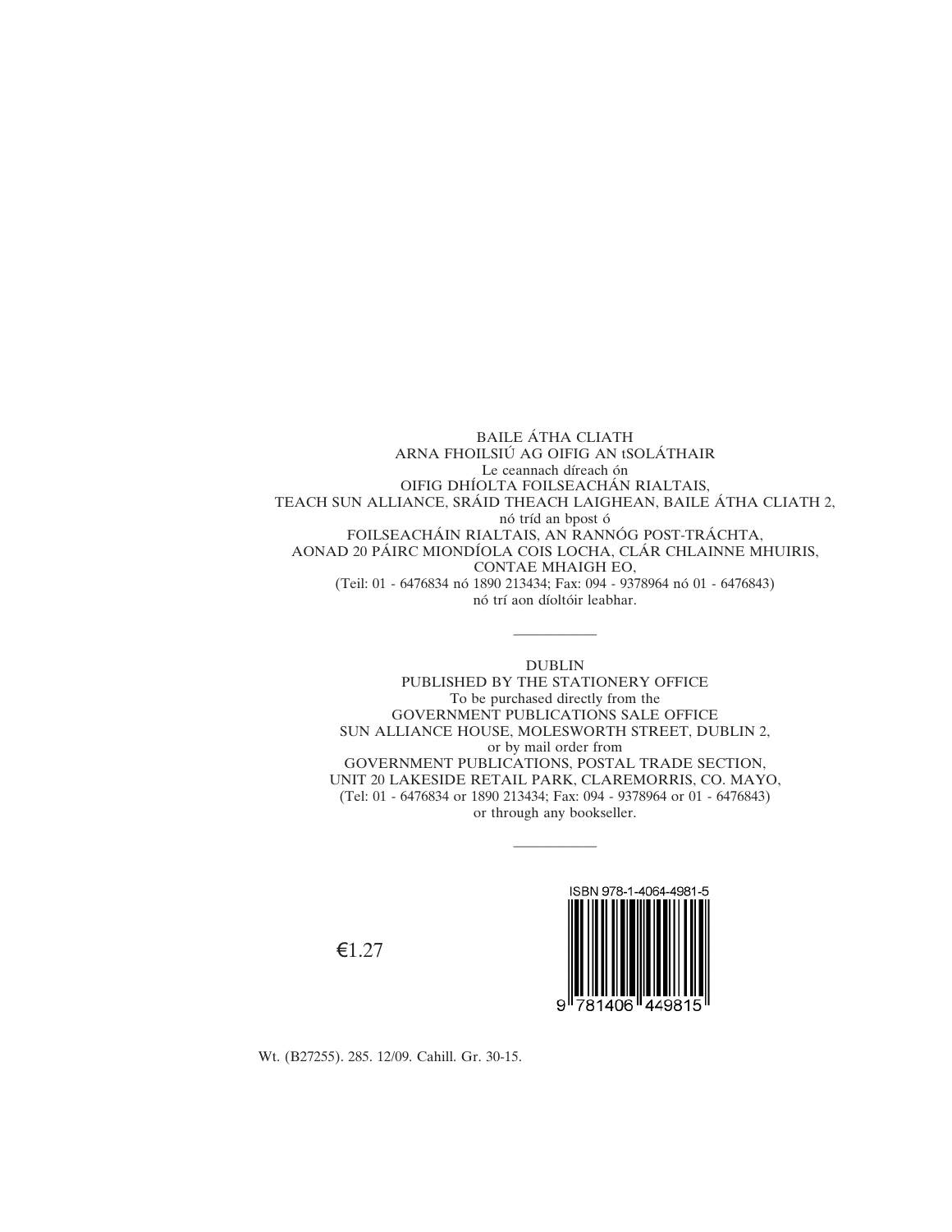BAILE ÁTHA CLIATH
ARNA FHOILSIÚ AG OIFIG AN tSOLÁTHAIR
Le ceannach díreach ón
OIFIG DHÍOLTA FOILSEACHÁN RIALTAIS,
TEACH SUN ALLIANCE, SRÁID THEACH LAIGHEAN, BAILE ÁTHA CLIATH 2,
nó tríd an bpost ó
FOILSEACHÁIN RIALTAIS, AN RANNÓG POST-TRÁCHTA,
AONAD 20 PÁIRC MIONDÍOLA COIS LOCHA, CLÁR CHLAINNE MHUIRIS,
CONTAE MHAIGH EO,
(Teil: 01 - 6476834 nó 1890 213434; Fax: 094 - 9378964 nó 01 - 6476843)
nó trí aon díoltóir leabhar.

---

DUBLIN
PUBLISHED BY THE STATIONERY OFFICE
To be purchased directly from the
GOVERNMENT PUBLICATIONS SALE OFFICE
SUN ALLIANCE HOUSE, MOLESWORTH STREET, DUBLIN 2,
or by mail order from
GOVERNMENT PUBLICATIONS, POSTAL TRADE SECTION,
UNIT 20 LAKESIDE RETAIL PARK, CLAREMORRIS, CO. MAYO,
(Tel: 01 - 6476834 or 1890 213434; Fax: 094 - 9378964 or 01 - 6476843)
or through any bookseller.

---

€1.27

ISBN 978-1-4064-4981-5

9 781406 449815

Wt. (B27255). 285. 12/09. Cahill. Gr. 30-15.